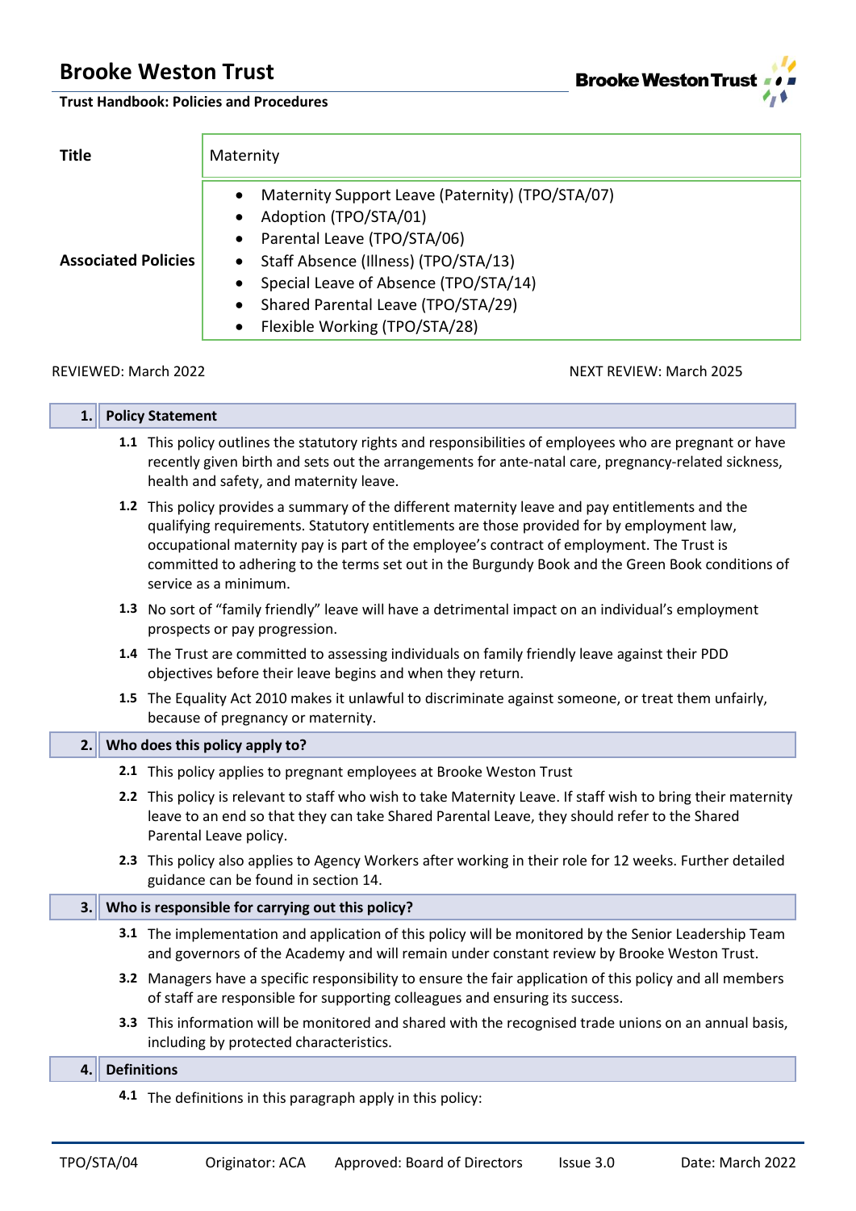# Brooke Weston Trust

**Trust Handbook: Policies and Procedures**

| **Title** | Maternity |
|---|---|
| **Associated Policies** | • Maternity Support Leave (Paternity) (TPO/STA/07)<br>• Adoption (TPO/STA/01)<br>• Parental Leave (TPO/STA/06)<br>• Staff Absence (Illness) (TPO/STA/13)<br>• Special Leave of Absence (TPO/STA/14)<br>• Shared Parental Leave (TPO/STA/29)<br>• Flexible Working (TPO/STA/28) |

REVIEWED: March 2022 NEXT REVIEW: March 2025

## 1. Policy Statement

**1.1** This policy outlines the statutory rights and responsibilities of employees who are pregnant or have recently given birth and sets out the arrangements for ante-natal care, pregnancy-related sickness, health and safety, and maternity leave.

**1.2** This policy provides a summary of the different maternity leave and pay entitlements and the qualifying requirements. Statutory entitlements are those provided for by employment law, occupational maternity pay is part of the employee's contract of employment. The Trust is committed to adhering to the terms set out in the Burgundy Book and the Green Book conditions of service as a minimum.

**1.3** No sort of "family friendly" leave will have a detrimental impact on an individual's employment prospects or pay progression.

**1.4** The Trust are committed to assessing individuals on family friendly leave against their PDD objectives before their leave begins and when they return.

**1.5** The Equality Act 2010 makes it unlawful to discriminate against someone, or treat them unfairly, because of pregnancy or maternity.

## 2. Who does this policy apply to?

**2.1** This policy applies to pregnant employees at Brooke Weston Trust

**2.2** This policy is relevant to staff who wish to take Maternity Leave. If staff wish to bring their maternity leave to an end so that they can take Shared Parental Leave, they should refer to the Shared Parental Leave policy.

**2.3** This policy also applies to Agency Workers after working in their role for 12 weeks. Further detailed guidance can be found in section 14.

## 3. Who is responsible for carrying out this policy?

**3.1** The implementation and application of this policy will be monitored by the Senior Leadership Team and governors of the Academy and will remain under constant review by Brooke Weston Trust.

**3.2** Managers have a specific responsibility to ensure the fair application of this policy and all members of staff are responsible for supporting colleagues and ensuring its success.

**3.3** This information will be monitored and shared with the recognised trade unions on an annual basis, including by protected characteristics.

## 4. Definitions

**4.1** The definitions in this paragraph apply in this policy: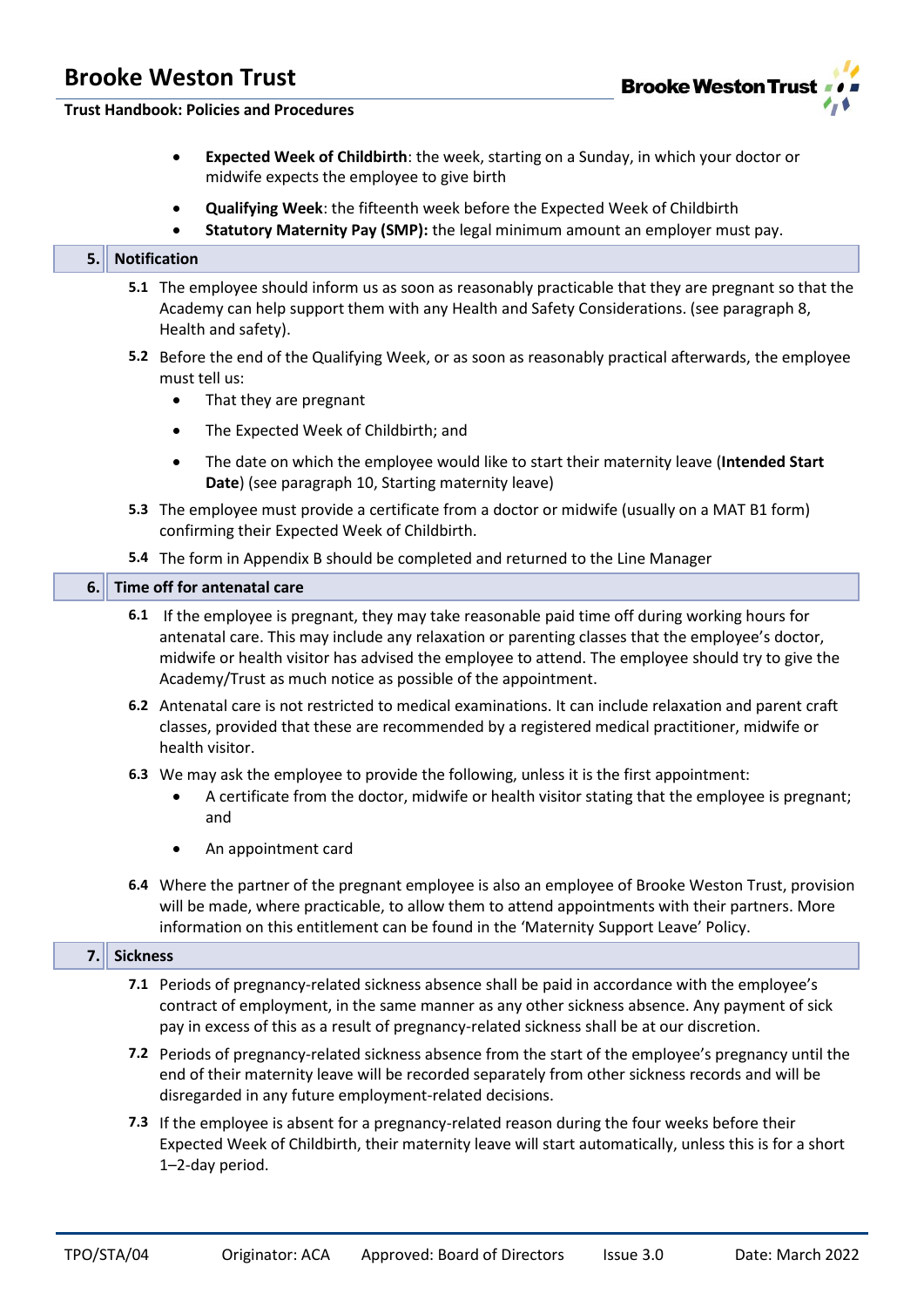- **Expected Week of Childbirth**: the week, starting on a Sunday, in which your doctor or midwife expects the employee to give birth
- **Qualifying Week**: the fifteenth week before the Expected Week of Childbirth
- **Statutory Maternity Pay (SMP):** the legal minimum amount an employer must pay.

## 5. Notification

**5.1** The employee should inform us as soon as reasonably practicable that they are pregnant so that the Academy can help support them with any Health and Safety Considerations. (see paragraph 8, Health and safety).

**5.2** Before the end of the Qualifying Week, or as soon as reasonably practical afterwards, the employee must tell us:

- That they are pregnant
- The Expected Week of Childbirth; and
- The date on which the employee would like to start their maternity leave (**Intended Start Date**) (see paragraph 10, Starting maternity leave)

**5.3** The employee must provide a certificate from a doctor or midwife (usually on a MAT B1 form) confirming their Expected Week of Childbirth.

**5.4** The form in Appendix B should be completed and returned to the Line Manager

## 6. Time off for antenatal care

**6.1** If the employee is pregnant, they may take reasonable paid time off during working hours for antenatal care. This may include any relaxation or parenting classes that the employee's doctor, midwife or health visitor has advised the employee to attend. The employee should try to give the Academy/Trust as much notice as possible of the appointment.

**6.2** Antenatal care is not restricted to medical examinations. It can include relaxation and parent craft classes, provided that these are recommended by a registered medical practitioner, midwife or health visitor.

**6.3** We may ask the employee to provide the following, unless it is the first appointment:

- A certificate from the doctor, midwife or health visitor stating that the employee is pregnant; and
- An appointment card

**6.4** Where the partner of the pregnant employee is also an employee of Brooke Weston Trust, provision will be made, where practicable, to allow them to attend appointments with their partners. More information on this entitlement can be found in the 'Maternity Support Leave' Policy.

## 7. Sickness

**7.1** Periods of pregnancy-related sickness absence shall be paid in accordance with the employee's contract of employment, in the same manner as any other sickness absence. Any payment of sick pay in excess of this as a result of pregnancy-related sickness shall be at our discretion.

**7.2** Periods of pregnancy-related sickness absence from the start of the employee's pregnancy until the end of their maternity leave will be recorded separately from other sickness records and will be disregarded in any future employment-related decisions.

**7.3** If the employee is absent for a pregnancy-related reason during the four weeks before their Expected Week of Childbirth, their maternity leave will start automatically, unless this is for a short 1–2-day period.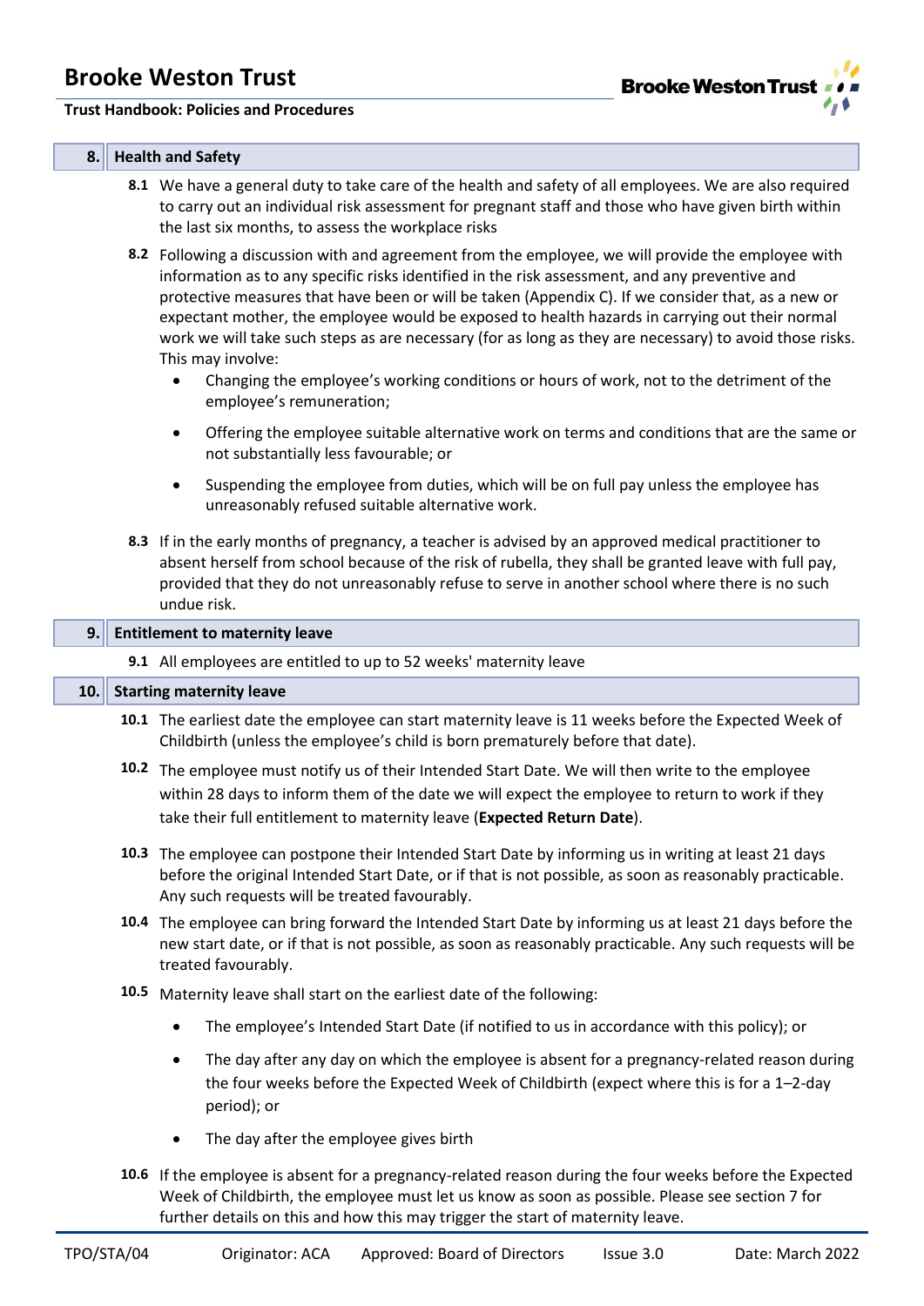## 8. Health and Safety

**8.1** We have a general duty to take care of the health and safety of all employees. We are also required to carry out an individual risk assessment for pregnant staff and those who have given birth within the last six months, to assess the workplace risks

**8.2** Following a discussion with and agreement from the employee, we will provide the employee with information as to any specific risks identified in the risk assessment, and any preventive and protective measures that have been or will be taken (Appendix C). If we consider that, as a new or expectant mother, the employee would be exposed to health hazards in carrying out their normal work we will take such steps as are necessary (for as long as they are necessary) to avoid those risks. This may involve:

- Changing the employee's working conditions or hours of work, not to the detriment of the employee's remuneration;
- Offering the employee suitable alternative work on terms and conditions that are the same or not substantially less favourable; or
- Suspending the employee from duties, which will be on full pay unless the employee has unreasonably refused suitable alternative work.

**8.3** If in the early months of pregnancy, a teacher is advised by an approved medical practitioner to absent herself from school because of the risk of rubella, they shall be granted leave with full pay, provided that they do not unreasonably refuse to serve in another school where there is no such undue risk.

## 9. Entitlement to maternity leave

**9.1** All employees are entitled to up to 52 weeks' maternity leave

## 10. Starting maternity leave

**10.1** The earliest date the employee can start maternity leave is 11 weeks before the Expected Week of Childbirth (unless the employee's child is born prematurely before that date).

**10.2** The employee must notify us of their Intended Start Date. We will then write to the employee within 28 days to inform them of the date we will expect the employee to return to work if they take their full entitlement to maternity leave (**Expected Return Date**).

**10.3** The employee can postpone their Intended Start Date by informing us in writing at least 21 days before the original Intended Start Date, or if that is not possible, as soon as reasonably practicable. Any such requests will be treated favourably.

**10.4** The employee can bring forward the Intended Start Date by informing us at least 21 days before the new start date, or if that is not possible, as soon as reasonably practicable. Any such requests will be treated favourably.

**10.5** Maternity leave shall start on the earliest date of the following:

- The employee's Intended Start Date (if notified to us in accordance with this policy); or
- The day after any day on which the employee is absent for a pregnancy-related reason during the four weeks before the Expected Week of Childbirth (expect where this is for a 1–2-day period); or
- The day after the employee gives birth

**10.6** If the employee is absent for a pregnancy-related reason during the four weeks before the Expected Week of Childbirth, the employee must let us know as soon as possible. Please see section 7 for further details on this and how this may trigger the start of maternity leave.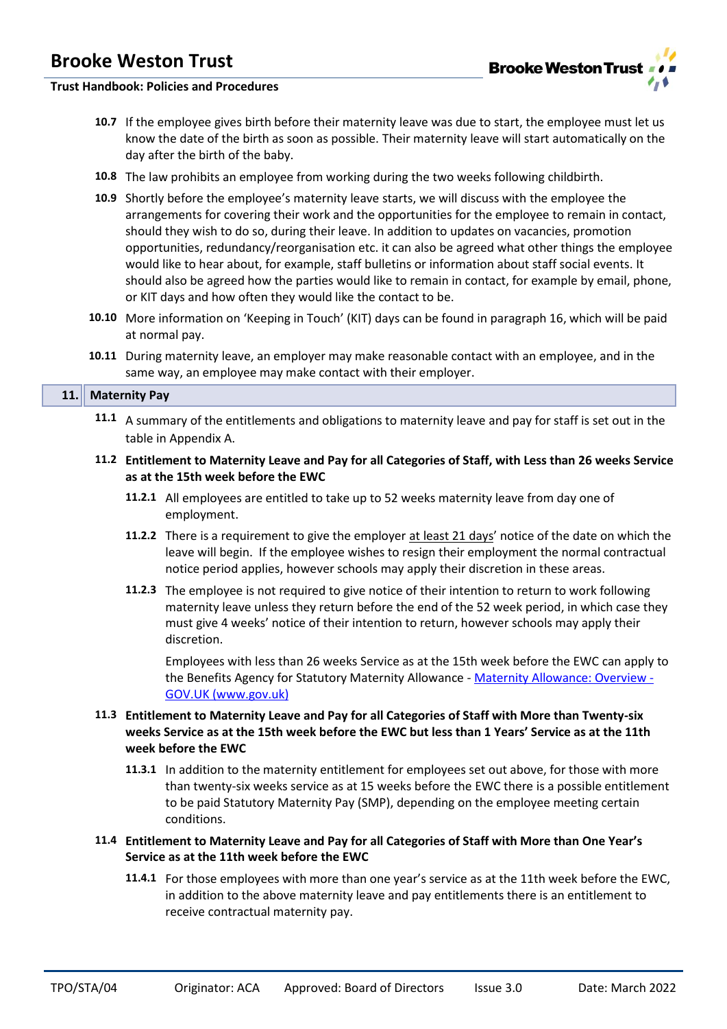**10.7** If the employee gives birth before their maternity leave was due to start, the employee must let us know the date of the birth as soon as possible. Their maternity leave will start automatically on the day after the birth of the baby.

**10.8** The law prohibits an employee from working during the two weeks following childbirth.

**10.9** Shortly before the employee's maternity leave starts, we will discuss with the employee the arrangements for covering their work and the opportunities for the employee to remain in contact, should they wish to do so, during their leave. In addition to updates on vacancies, promotion opportunities, redundancy/reorganisation etc. it can also be agreed what other things the employee would like to hear about, for example, staff bulletins or information about staff social events. It should also be agreed how the parties would like to remain in contact, for example by email, phone, or KIT days and how often they would like the contact to be.

**10.10** More information on 'Keeping in Touch' (KIT) days can be found in paragraph 16, which will be paid at normal pay.

**10.11** During maternity leave, an employer may make reasonable contact with an employee, and in the same way, an employee may make contact with their employer.

## 11. Maternity Pay

**11.1** A summary of the entitlements and obligations to maternity leave and pay for staff is set out in the table in Appendix A.

**11.2 Entitlement to Maternity Leave and Pay for all Categories of Staff, with Less than 26 weeks Service as at the 15th week before the EWC**

**11.2.1** All employees are entitled to take up to 52 weeks maternity leave from day one of employment.

**11.2.2** There is a requirement to give the employer at least 21 days' notice of the date on which the leave will begin. If the employee wishes to resign their employment the normal contractual notice period applies, however schools may apply their discretion in these areas.

**11.2.3** The employee is not required to give notice of their intention to return to work following maternity leave unless they return before the end of the 52 week period, in which case they must give 4 weeks' notice of their intention to return, however schools may apply their discretion.

Employees with less than 26 weeks Service as at the 15th week before the EWC can apply to the Benefits Agency for Statutory Maternity Allowance - [Maternity Allowance: Overview - GOV.UK (www.gov.uk)](www.gov.uk)

**11.3 Entitlement to Maternity Leave and Pay for all Categories of Staff with More than Twenty-six weeks Service as at the 15th week before the EWC but less than 1 Years' Service as at the 11th week before the EWC**

**11.3.1** In addition to the maternity entitlement for employees set out above, for those with more than twenty-six weeks service as at 15 weeks before the EWC there is a possible entitlement to be paid Statutory Maternity Pay (SMP), depending on the employee meeting certain conditions.

**11.4 Entitlement to Maternity Leave and Pay for all Categories of Staff with More than One Year's Service as at the 11th week before the EWC**

**11.4.1** For those employees with more than one year's service as at the 11th week before the EWC, in addition to the above maternity leave and pay entitlements there is an entitlement to receive contractual maternity pay.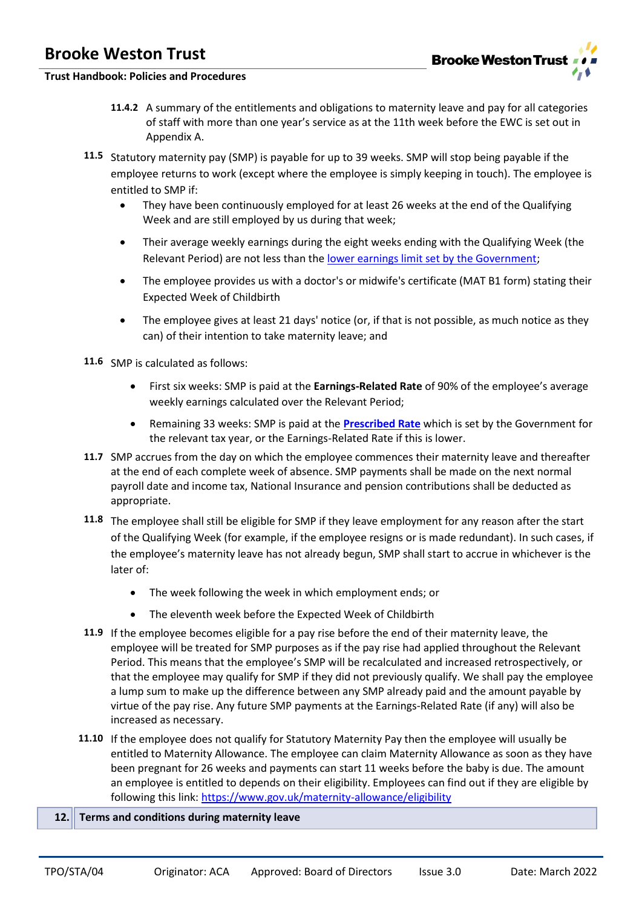**11.4.2** A summary of the entitlements and obligations to maternity leave and pay for all categories of staff with more than one year's service as at the 11th week before the EWC is set out in Appendix A.

**11.5** Statutory maternity pay (SMP) is payable for up to 39 weeks. SMP will stop being payable if the employee returns to work (except where the employee is simply keeping in touch). The employee is entitled to SMP if:

- They have been continuously employed for at least 26 weeks at the end of the Qualifying Week and are still employed by us during that week;
- Their average weekly earnings during the eight weeks ending with the Qualifying Week (the Relevant Period) are not less than the lower earnings limit set by the Government;
- The employee provides us with a doctor's or midwife's certificate (MAT B1 form) stating their Expected Week of Childbirth
- The employee gives at least 21 days' notice (or, if that is not possible, as much notice as they can) of their intention to take maternity leave; and

**11.6** SMP is calculated as follows:

- First six weeks: SMP is paid at the **Earnings-Related Rate** of 90% of the employee's average weekly earnings calculated over the Relevant Period;
- Remaining 33 weeks: SMP is paid at the **Prescribed Rate** which is set by the Government for the relevant tax year, or the Earnings-Related Rate if this is lower.

**11.7** SMP accrues from the day on which the employee commences their maternity leave and thereafter at the end of each complete week of absence. SMP payments shall be made on the next normal payroll date and income tax, National Insurance and pension contributions shall be deducted as appropriate.

**11.8** The employee shall still be eligible for SMP if they leave employment for any reason after the start of the Qualifying Week (for example, if the employee resigns or is made redundant). In such cases, if the employee's maternity leave has not already begun, SMP shall start to accrue in whichever is the later of:

- The week following the week in which employment ends; or
- The eleventh week before the Expected Week of Childbirth

**11.9** If the employee becomes eligible for a pay rise before the end of their maternity leave, the employee will be treated for SMP purposes as if the pay rise had applied throughout the Relevant Period. This means that the employee's SMP will be recalculated and increased retrospectively, or that the employee may qualify for SMP if they did not previously qualify. We shall pay the employee a lump sum to make up the difference between any SMP already paid and the amount payable by virtue of the pay rise. Any future SMP payments at the Earnings-Related Rate (if any) will also be increased as necessary.

**11.10** If the employee does not qualify for Statutory Maternity Pay then the employee will usually be entitled to Maternity Allowance. The employee can claim Maternity Allowance as soon as they have been pregnant for 26 weeks and payments can start 11 weeks before the baby is due. The amount an employee is entitled to depends on their eligibility. Employees can find out if they are eligible by following this link: https://www.gov.uk/maternity-allowance/eligibility

## 12. Terms and conditions during maternity leave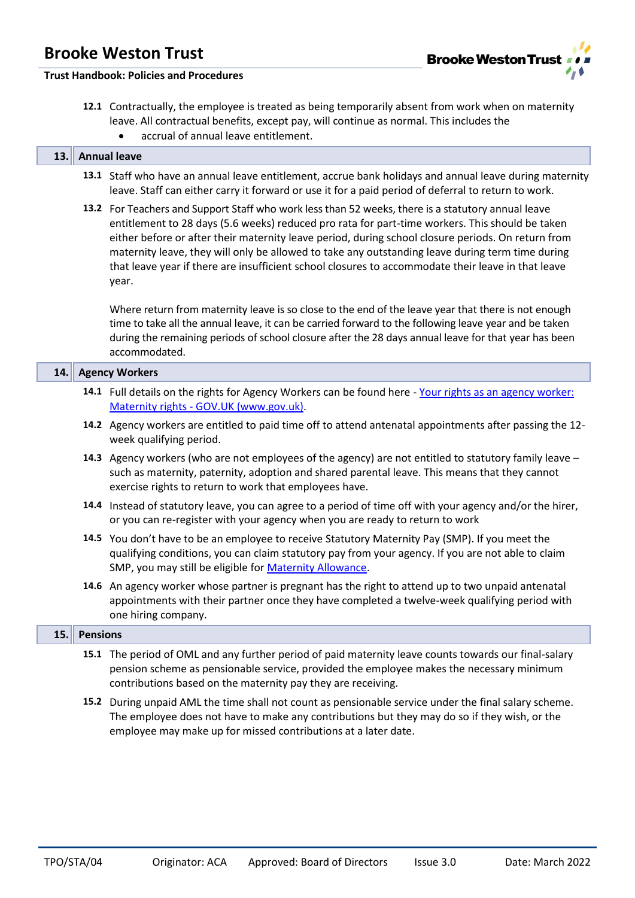**12.1** Contractually, the employee is treated as being temporarily absent from work when on maternity leave. All contractual benefits, except pay, will continue as normal. This includes the

- accrual of annual leave entitlement.

## 13. Annual leave

**13.1** Staff who have an annual leave entitlement, accrue bank holidays and annual leave during maternity leave. Staff can either carry it forward or use it for a paid period of deferral to return to work.

**13.2** For Teachers and Support Staff who work less than 52 weeks, there is a statutory annual leave entitlement to 28 days (5.6 weeks) reduced pro rata for part-time workers. This should be taken either before or after their maternity leave period, during school closure periods. On return from maternity leave, they will only be allowed to take any outstanding leave during term time during that leave year if there are insufficient school closures to accommodate their leave in that leave year.

Where return from maternity leave is so close to the end of the leave year that there is not enough time to take all the annual leave, it can be carried forward to the following leave year and be taken during the remaining periods of school closure after the 28 days annual leave for that year has been accommodated.

## 14. Agency Workers

**14.1** Full details on the rights for Agency Workers can be found here - [Your rights as an agency worker: Maternity rights - GOV.UK (www.gov.uk)](https://www.gov.uk).

**14.2** Agency workers are entitled to paid time off to attend antenatal appointments after passing the 12-week qualifying period.

**14.3** Agency workers (who are not employees of the agency) are not entitled to statutory family leave – such as maternity, paternity, adoption and shared parental leave. This means that they cannot exercise rights to return to work that employees have.

**14.4** Instead of statutory leave, you can agree to a period of time off with your agency and/or the hirer, or you can re-register with your agency when you are ready to return to work

**14.5** You don't have to be an employee to receive Statutory Maternity Pay (SMP). If you meet the qualifying conditions, you can claim statutory pay from your agency. If you are not able to claim SMP, you may still be eligible for Maternity Allowance.

**14.6** An agency worker whose partner is pregnant has the right to attend up to two unpaid antenatal appointments with their partner once they have completed a twelve-week qualifying period with one hiring company.

## 15. Pensions

**15.1** The period of OML and any further period of paid maternity leave counts towards our final-salary pension scheme as pensionable service, provided the employee makes the necessary minimum contributions based on the maternity pay they are receiving.

**15.2** During unpaid AML the time shall not count as pensionable service under the final salary scheme. The employee does not have to make any contributions but they may do so if they wish, or the employee may make up for missed contributions at a later date.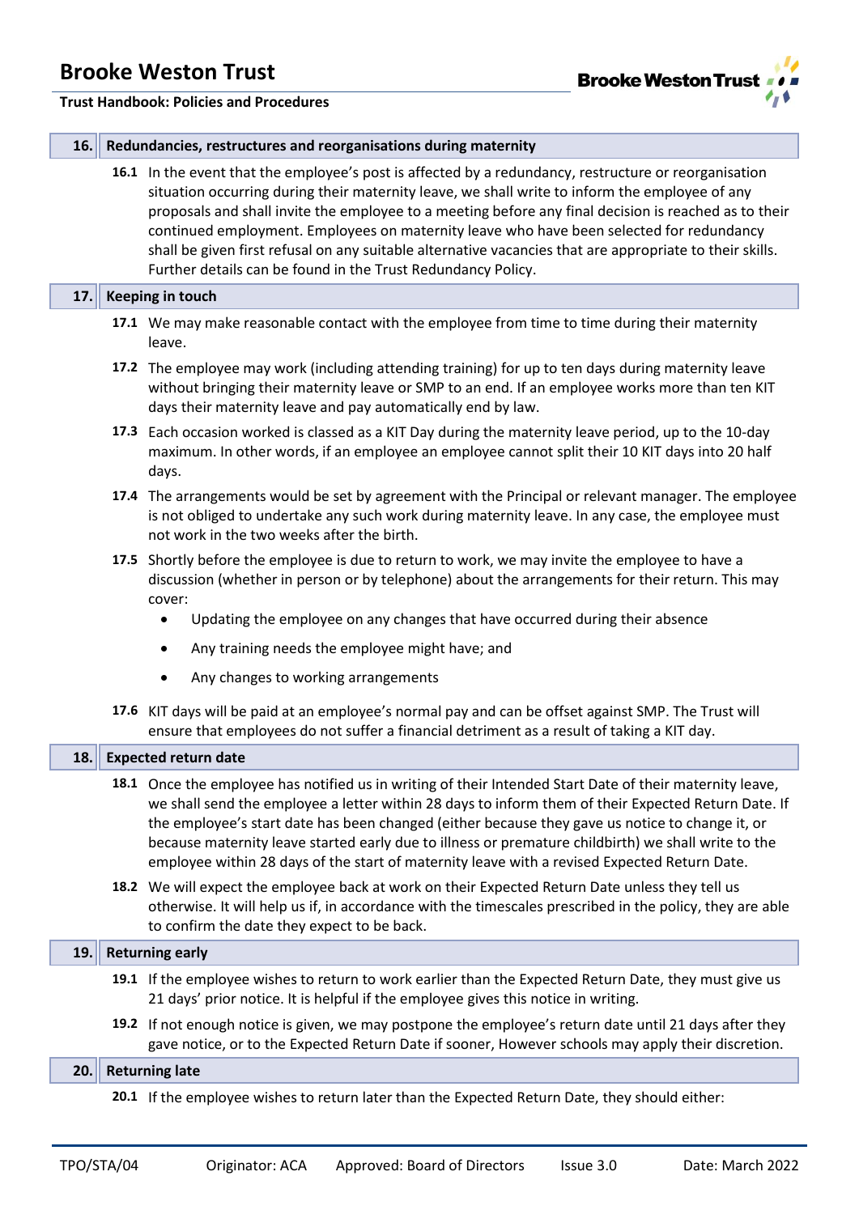## 16. Redundancies, restructures and reorganisations during maternity

**16.1** In the event that the employee's post is affected by a redundancy, restructure or reorganisation situation occurring during their maternity leave, we shall write to inform the employee of any proposals and shall invite the employee to a meeting before any final decision is reached as to their continued employment. Employees on maternity leave who have been selected for redundancy shall be given first refusal on any suitable alternative vacancies that are appropriate to their skills. Further details can be found in the Trust Redundancy Policy.

## 17. Keeping in touch

**17.1** We may make reasonable contact with the employee from time to time during their maternity leave.

**17.2** The employee may work (including attending training) for up to ten days during maternity leave without bringing their maternity leave or SMP to an end. If an employee works more than ten KIT days their maternity leave and pay automatically end by law.

**17.3** Each occasion worked is classed as a KIT Day during the maternity leave period, up to the 10-day maximum. In other words, if an employee an employee cannot split their 10 KIT days into 20 half days.

**17.4** The arrangements would be set by agreement with the Principal or relevant manager. The employee is not obliged to undertake any such work during maternity leave. In any case, the employee must not work in the two weeks after the birth.

**17.5** Shortly before the employee is due to return to work, we may invite the employee to have a discussion (whether in person or by telephone) about the arrangements for their return. This may cover:

- Updating the employee on any changes that have occurred during their absence
- Any training needs the employee might have; and
- Any changes to working arrangements

**17.6** KIT days will be paid at an employee's normal pay and can be offset against SMP. The Trust will ensure that employees do not suffer a financial detriment as a result of taking a KIT day.

## 18. Expected return date

**18.1** Once the employee has notified us in writing of their Intended Start Date of their maternity leave, we shall send the employee a letter within 28 days to inform them of their Expected Return Date. If the employee's start date has been changed (either because they gave us notice to change it, or because maternity leave started early due to illness or premature childbirth) we shall write to the employee within 28 days of the start of maternity leave with a revised Expected Return Date.

**18.2** We will expect the employee back at work on their Expected Return Date unless they tell us otherwise. It will help us if, in accordance with the timescales prescribed in the policy, they are able to confirm the date they expect to be back.

## 19. Returning early

**19.1** If the employee wishes to return to work earlier than the Expected Return Date, they must give us 21 days' prior notice. It is helpful if the employee gives this notice in writing.

**19.2** If not enough notice is given, we may postpone the employee's return date until 21 days after they gave notice, or to the Expected Return Date if sooner, However schools may apply their discretion.

## 20. Returning late

**20.1** If the employee wishes to return later than the Expected Return Date, they should either: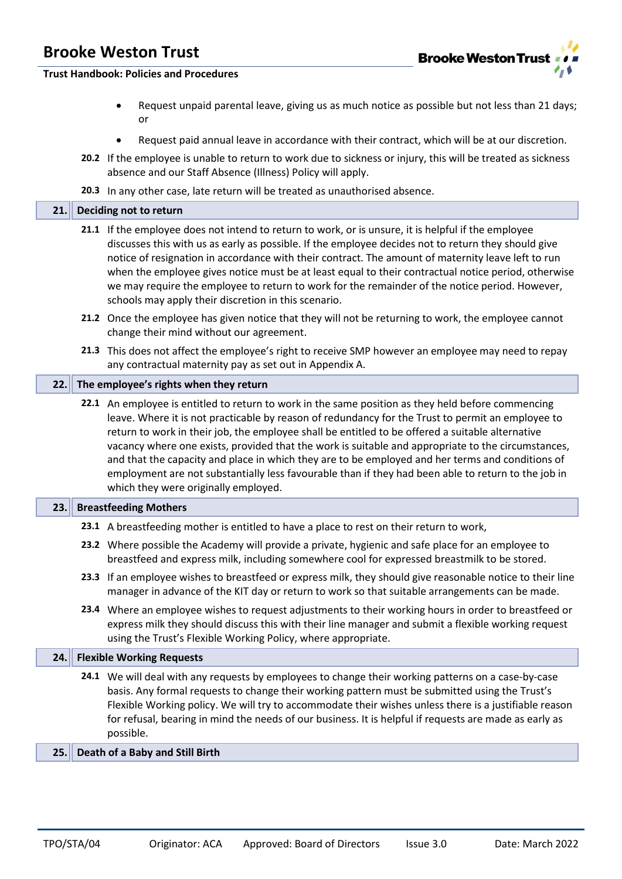- Request unpaid parental leave, giving us as much notice as possible but not less than 21 days; or
- Request paid annual leave in accordance with their contract, which will be at our discretion.

**20.2** If the employee is unable to return to work due to sickness or injury, this will be treated as sickness absence and our Staff Absence (Illness) Policy will apply.

**20.3** In any other case, late return will be treated as unauthorised absence.

## 21. Deciding not to return

**21.1** If the employee does not intend to return to work, or is unsure, it is helpful if the employee discusses this with us as early as possible. If the employee decides not to return they should give notice of resignation in accordance with their contract. The amount of maternity leave left to run when the employee gives notice must be at least equal to their contractual notice period, otherwise we may require the employee to return to work for the remainder of the notice period. However, schools may apply their discretion in this scenario.

**21.2** Once the employee has given notice that they will not be returning to work, the employee cannot change their mind without our agreement.

**21.3** This does not affect the employee's right to receive SMP however an employee may need to repay any contractual maternity pay as set out in Appendix A.

## 22. The employee's rights when they return

**22.1** An employee is entitled to return to work in the same position as they held before commencing leave. Where it is not practicable by reason of redundancy for the Trust to permit an employee to return to work in their job, the employee shall be entitled to be offered a suitable alternative vacancy where one exists, provided that the work is suitable and appropriate to the circumstances, and that the capacity and place in which they are to be employed and her terms and conditions of employment are not substantially less favourable than if they had been able to return to the job in which they were originally employed.

## 23. Breastfeeding Mothers

**23.1** A breastfeeding mother is entitled to have a place to rest on their return to work,

**23.2** Where possible the Academy will provide a private, hygienic and safe place for an employee to breastfeed and express milk, including somewhere cool for expressed breastmilk to be stored.

**23.3** If an employee wishes to breastfeed or express milk, they should give reasonable notice to their line manager in advance of the KIT day or return to work so that suitable arrangements can be made.

**23.4** Where an employee wishes to request adjustments to their working hours in order to breastfeed or express milk they should discuss this with their line manager and submit a flexible working request using the Trust's Flexible Working Policy, where appropriate.

## 24. Flexible Working Requests

**24.1** We will deal with any requests by employees to change their working patterns on a case-by-case basis. Any formal requests to change their working pattern must be submitted using the Trust's Flexible Working policy. We will try to accommodate their wishes unless there is a justifiable reason for refusal, bearing in mind the needs of our business. It is helpful if requests are made as early as possible.

## 25. Death of a Baby and Still Birth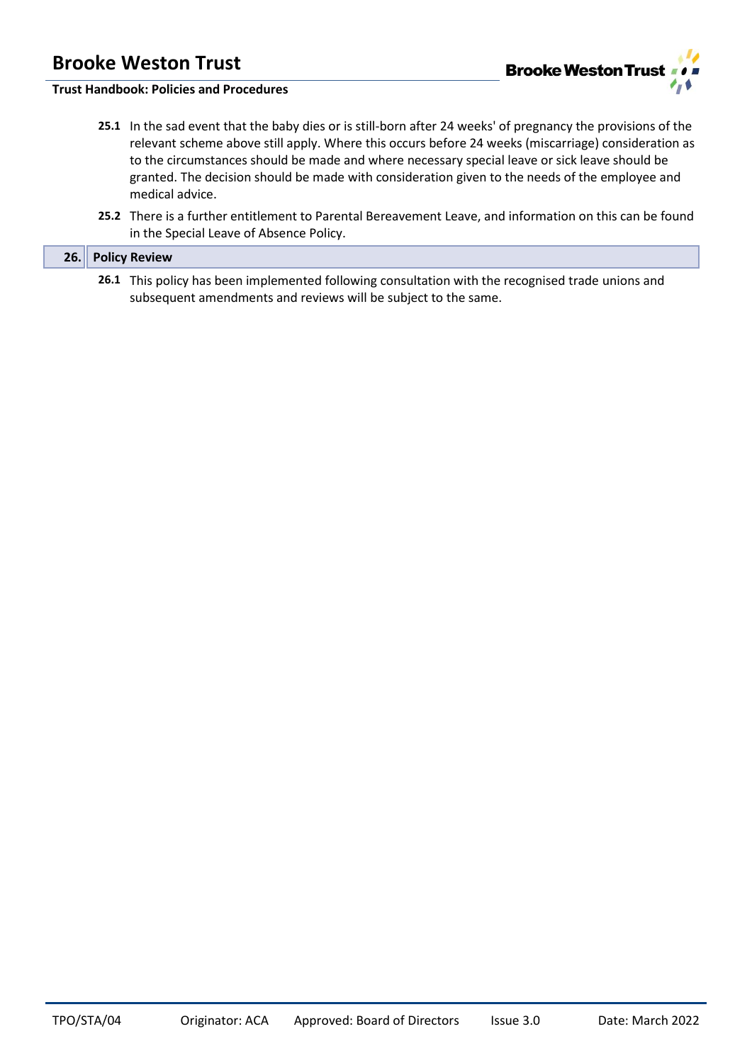**25.1** In the sad event that the baby dies or is still-born after 24 weeks' of pregnancy the provisions of the relevant scheme above still apply. Where this occurs before 24 weeks (miscarriage) consideration as to the circumstances should be made and where necessary special leave or sick leave should be granted. The decision should be made with consideration given to the needs of the employee and medical advice.

**25.2** There is a further entitlement to Parental Bereavement Leave, and information on this can be found in the Special Leave of Absence Policy.

## 26. Policy Review

**26.1** This policy has been implemented following consultation with the recognised trade unions and subsequent amendments and reviews will be subject to the same.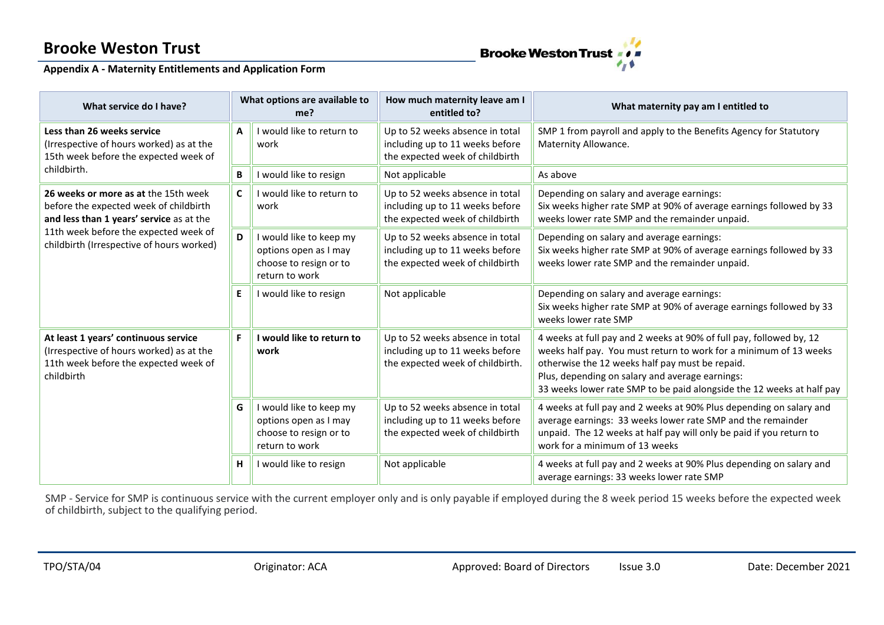# Brooke Weston Trust

**Appendix A - Maternity Entitlements and Application Form**

| What service do I have? | What options are available to me? | | How much maternity leave am I entitled to? | What maternity pay am I entitled to |
|---|---|---|---|---|
| **Less than 26 weeks service** (Irrespective of hours worked) as at the 15th week before the expected week of childbirth. | **A** | I would like to return to work | Up to 52 weeks absence in total including up to 11 weeks before the expected week of childbirth | SMP 1 from payroll and apply to the Benefits Agency for Statutory Maternity Allowance. |
| | **B** | I would like to resign | Not applicable | As above |
| **26 weeks or more as at** the 15th week before the expected week of childbirth **and less than 1 years' service** as at the 11th week before the expected week of childbirth (Irrespective of hours worked) | **C** | I would like to return to work | Up to 52 weeks absence in total including up to 11 weeks before the expected week of childbirth | Depending on salary and average earnings: Six weeks higher rate SMP at 90% of average earnings followed by 33 weeks lower rate SMP and the remainder unpaid. |
| | **D** | I would like to keep my options open as I may choose to resign or to return to work | Up to 52 weeks absence in total including up to 11 weeks before the expected week of childbirth | Depending on salary and average earnings: Six weeks higher rate SMP at 90% of average earnings followed by 33 weeks lower rate SMP and the remainder unpaid. |
| | **E** | I would like to resign | Not applicable | Depending on salary and average earnings: Six weeks higher rate SMP at 90% of average earnings followed by 33 weeks lower rate SMP |
| **At least 1 years' continuous service** (Irrespective of hours worked) as at the 11th week before the expected week of childbirth | **F** | **I would like to return to work** | Up to 52 weeks absence in total including up to 11 weeks before the expected week of childbirth. | 4 weeks at full pay and 2 weeks at 90% of full pay, followed by, 12 weeks half pay. You must return to work for a minimum of 13 weeks otherwise the 12 weeks half pay must be repaid. Plus, depending on salary and average earnings: 33 weeks lower rate SMP to be paid alongside the 12 weeks at half pay |
| | **G** | I would like to keep my options open as I may choose to resign or to return to work | Up to 52 weeks absence in total including up to 11 weeks before the expected week of childbirth | 4 weeks at full pay and 2 weeks at 90% Plus depending on salary and average earnings: 33 weeks lower rate SMP and the remainder unpaid. The 12 weeks at half pay will only be paid if you return to work for a minimum of 13 weeks |
| | **H** | I would like to resign | Not applicable | 4 weeks at full pay and 2 weeks at 90% Plus depending on salary and average earnings: 33 weeks lower rate SMP |

SMP - Service for SMP is continuous service with the current employer only and is only payable if employed during the 8 week period 15 weeks before the expected week of childbirth, subject to the qualifying period.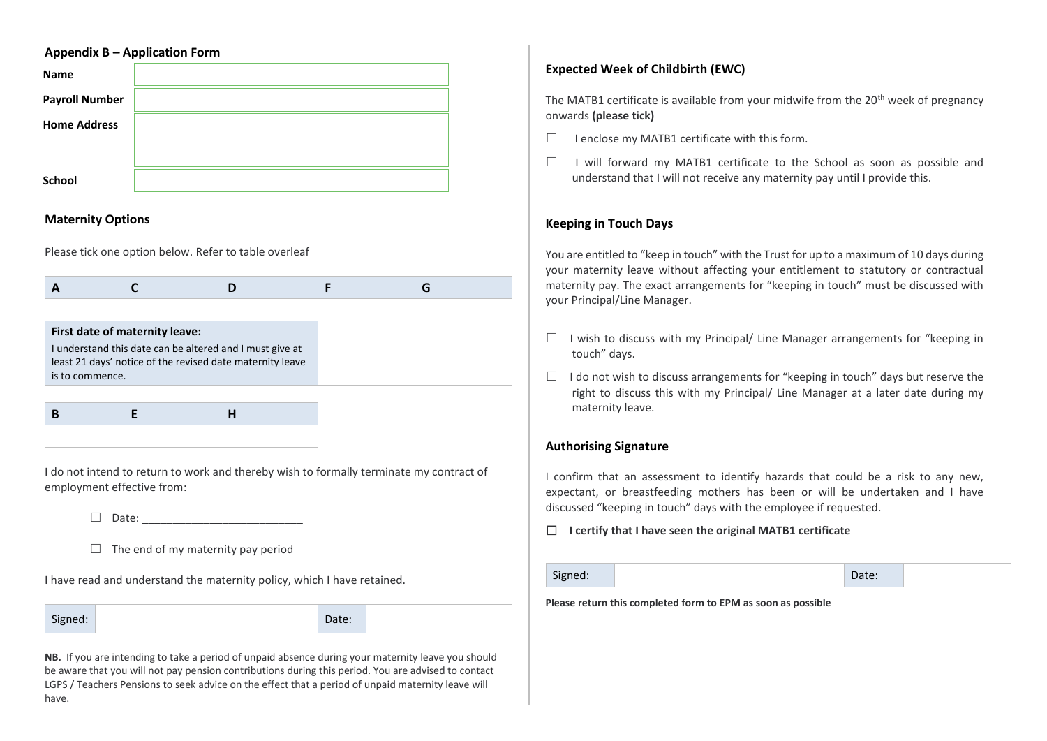### Appendix B – Application Form

| | |
|---|---|
| **Name** | |
| **Payroll Number** | |
| **Home Address** | |
| **School** | |

### Maternity Options

Please tick one option below. Refer to table overleaf

| A | C | D | F | G |
|---|---|---|---|---|
| | | | | |
| **First date of maternity leave:** I understand this date can be altered and I must give at least 21 days' notice of the revised date maternity leave is to commence. | | | | |

| B | E | H |
|---|---|---|
| | | |

I do not intend to return to work and thereby wish to formally terminate my contract of employment effective from:

☐ Date: ___________________________

☐ The end of my maternity pay period

I have read and understand the maternity policy, which I have retained.

| Signed: | | Date: | |
|---|---|---|---|

**NB.** If you are intending to take a period of unpaid absence during your maternity leave you should be aware that you will not pay pension contributions during this period. You are advised to contact LGPS / Teachers Pensions to seek advice on the effect that a period of unpaid maternity leave will have.

### Expected Week of Childbirth (EWC)

The MATB1 certificate is available from your midwife from the 20th week of pregnancy onwards **(please tick)**

☐ I enclose my MATB1 certificate with this form.

☐ I will forward my MATB1 certificate to the School as soon as possible and understand that I will not receive any maternity pay until I provide this.

### Keeping in Touch Days

You are entitled to "keep in touch" with the Trust for up to a maximum of 10 days during your maternity leave without affecting your entitlement to statutory or contractual maternity pay. The exact arrangements for "keeping in touch" must be discussed with your Principal/Line Manager.

☐ I wish to discuss with my Principal/ Line Manager arrangements for "keeping in touch" days.

☐ I do not wish to discuss arrangements for "keeping in touch" days but reserve the right to discuss this with my Principal/ Line Manager at a later date during my maternity leave.

### Authorising Signature

I confirm that an assessment to identify hazards that could be a risk to any new, expectant, or breastfeeding mothers has been or will be undertaken and I have discussed "keeping in touch" days with the employee if requested.

☐ **I certify that I have seen the original MATB1 certificate**

| Signed: | | Date: | |
|---|---|---|---|

**Please return this completed form to EPM as soon as possible**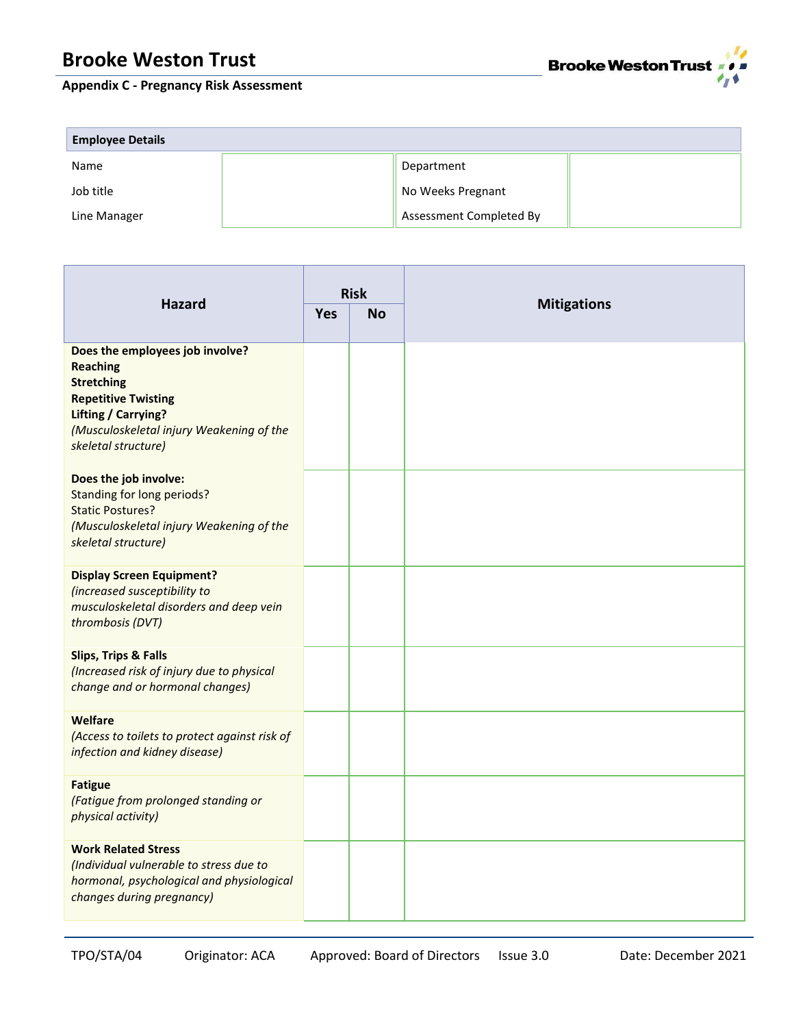# Brooke Weston Trust

**Appendix C - Pregnancy Risk Assessment**

| Employee Details | | | |
|---|---|---|---|
| Name | | Department | |
| Job title | | No Weeks Pregnant | |
| Line Manager | | Assessment Completed By | |

| Hazard | Risk | | Mitigations |
|---|---|---|---|
| | Yes | No | |
| **Does the employees job involve?** **Reaching** **Stretching** **Repetitive Twisting** **Lifting / Carrying?** *(Musculoskeletal injury Weakening of the skeletal structure)* | | | |
| **Does the job involve:** Standing for long periods? Static Postures? *(Musculoskeletal injury Weakening of the skeletal structure)* | | | |
| **Display Screen Equipment?** *(increased susceptibility to musculoskeletal disorders and deep vein thrombosis (DVT)* | | | |
| **Slips, Trips & Falls** *(Increased risk of injury due to physical change and or hormonal changes)* | | | |
| **Welfare** *(Access to toilets to protect against risk of infection and kidney disease)* | | | |
| **Fatigue** *(Fatigue from prolonged standing or physical activity)* | | | |
| **Work Related Stress** *(Individual vulnerable to stress due to hormonal, psychological and physiological changes during pregnancy)* | | | |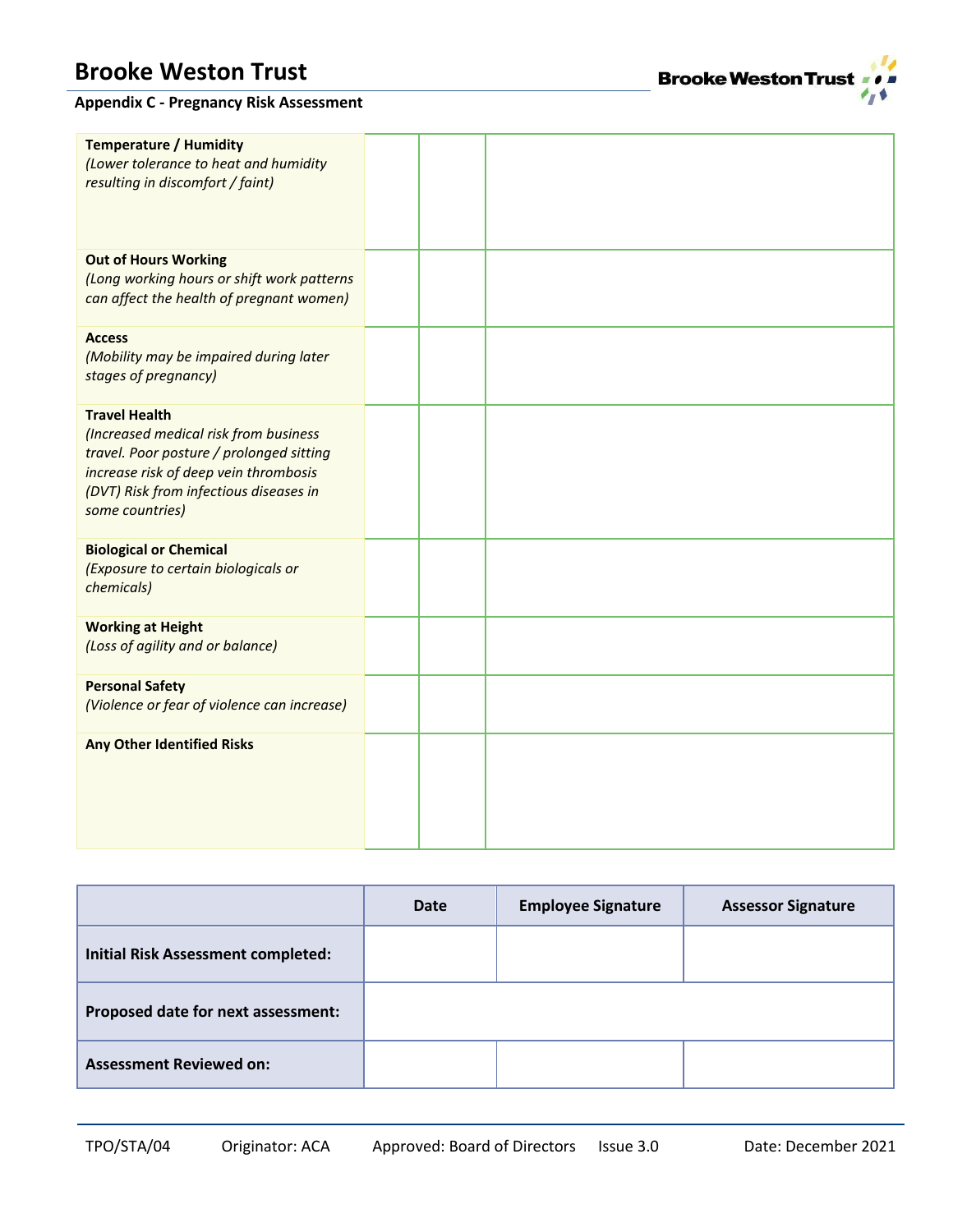| | | | |
|---|---|---|---|
| **Temperature / Humidity**<br>*(Lower tolerance to heat and humidity resulting in discomfort / faint)* | | | |
| **Out of Hours Working**<br>*(Long working hours or shift work patterns can affect the health of pregnant women)* | | | |
| **Access**<br>*(Mobility may be impaired during later stages of pregnancy)* | | | |
| **Travel Health**<br>*(Increased medical risk from business travel. Poor posture / prolonged sitting increase risk of deep vein thrombosis (DVT) Risk from infectious diseases in some countries)* | | | |
| **Biological or Chemical**<br>*(Exposure to certain biologicals or chemicals)* | | | |
| **Working at Height**<br>*(Loss of agility and or balance)* | | | |
| **Personal Safety**<br>*(Violence or fear of violence can increase)* | | | |
| **Any Other Identified Risks** | | | |

| | Date | Employee Signature | Assessor Signature |
|---|---|---|---|
| **Initial Risk Assessment completed:** | | | |
| **Proposed date for next assessment:** | | | |
| **Assessment Reviewed on:** | | | |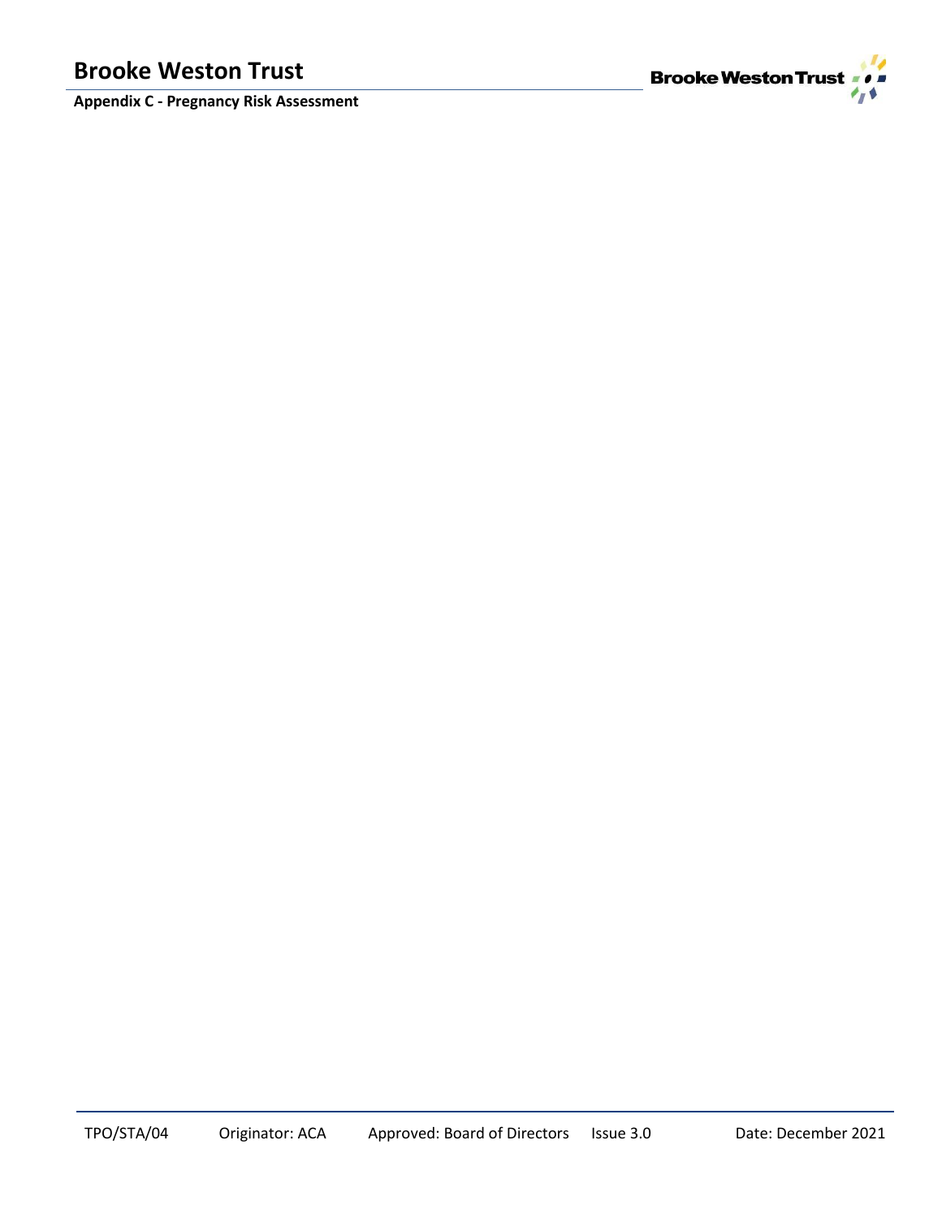## Appendix C - Pregnancy Risk Assessment